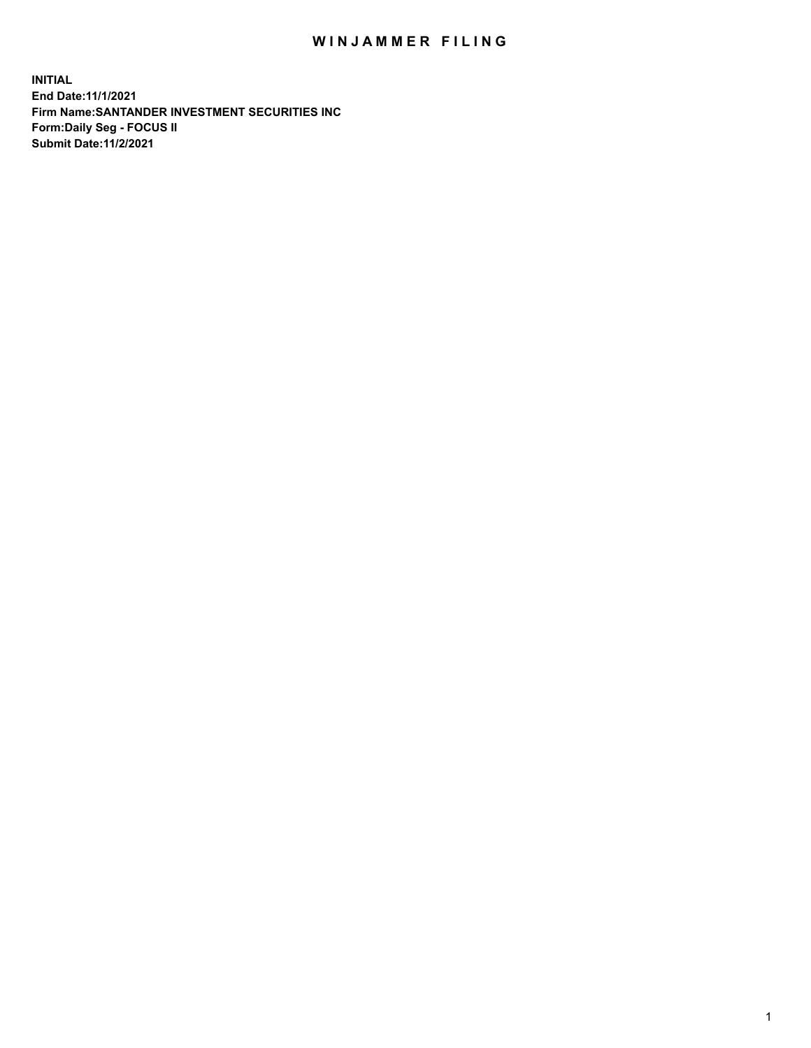# WINJAMMER FILING

**INITIAL**
**End Date:11/1/2021**
**Firm Name:SANTANDER INVESTMENT SECURITIES INC**
**Form:Daily Seg - FOCUS II**
**Submit Date:11/2/2021**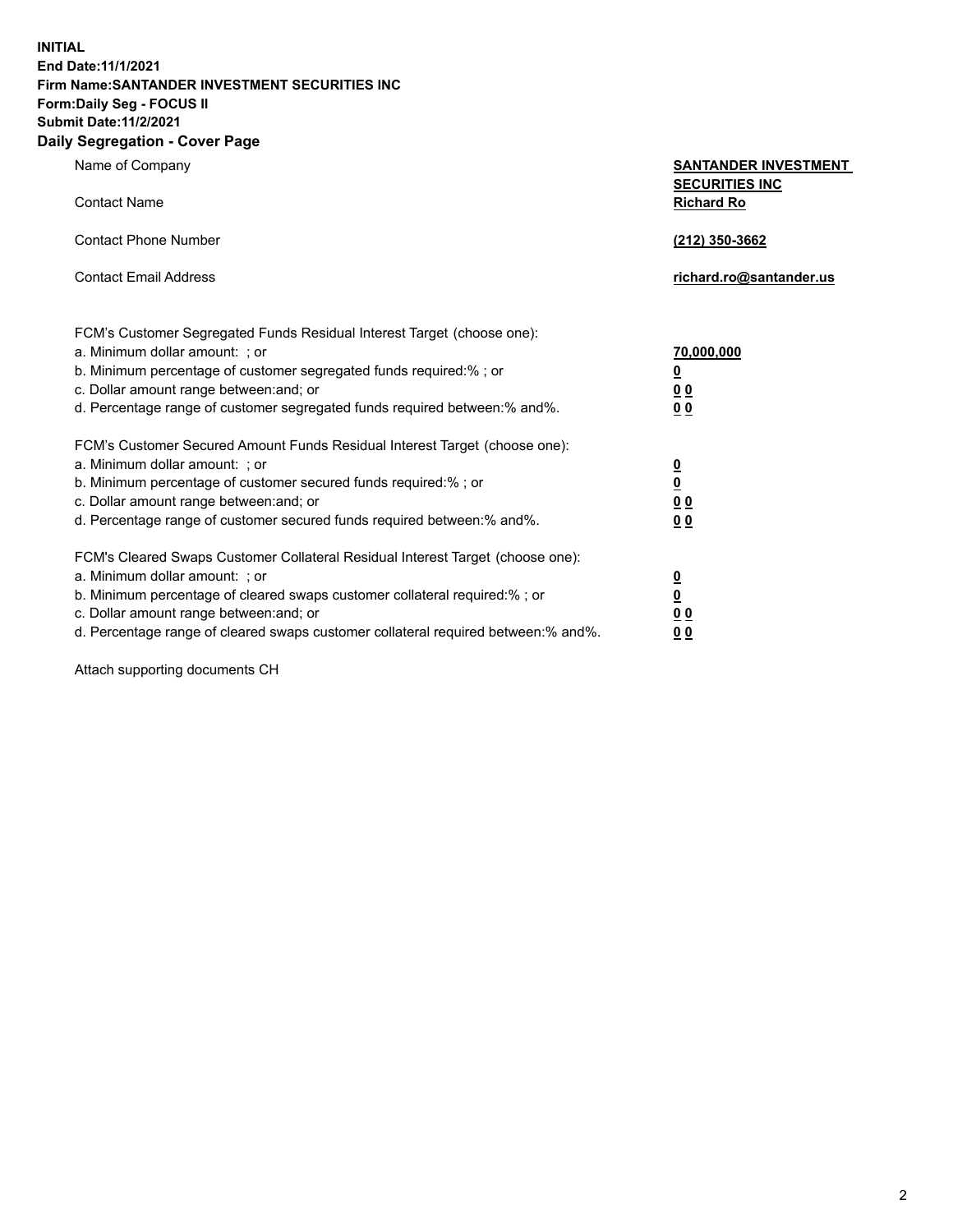**INITIAL**
**End Date:11/1/2021**
**Firm Name:SANTANDER INVESTMENT SECURITIES INC**
**Form:Daily Seg - FOCUS II**
**Submit Date:11/2/2021**

## Daily Segregation - Cover Page

| | |
|---|---|
| Name of Company | **SANTANDER INVESTMENT SECURITIES INC** |
| Contact Name | **Richard Ro** |
| Contact Phone Number | **(212) 350-3662** |
| Contact Email Address | **richard.ro@santander.us** |

FCM's Customer Segregated Funds Residual Interest Target (choose one):

| | |
|---|---|
| a. Minimum dollar amount: ; or | **70,000,000** |
| b. Minimum percentage of customer segregated funds required:% ; or | **0** |
| c. Dollar amount range between:and; or | **0 0** |
| d. Percentage range of customer segregated funds required between:% and%. | **0 0** |

FCM's Customer Secured Amount Funds Residual Interest Target (choose one):

| | |
|---|---|
| a. Minimum dollar amount: ; or | **0** |
| b. Minimum percentage of customer secured funds required:% ; or | **0** |
| c. Dollar amount range between:and; or | **0 0** |
| d. Percentage range of customer secured funds required between:% and%. | **0 0** |

FCM's Cleared Swaps Customer Collateral Residual Interest Target (choose one):

| | |
|---|---|
| a. Minimum dollar amount: ; or | **0** |
| b. Minimum percentage of cleared swaps customer collateral required:% ; or | **0** |
| c. Dollar amount range between:and; or | **0 0** |
| d. Percentage range of cleared swaps customer collateral required between:% and%. | **0 0** |

Attach supporting documents CH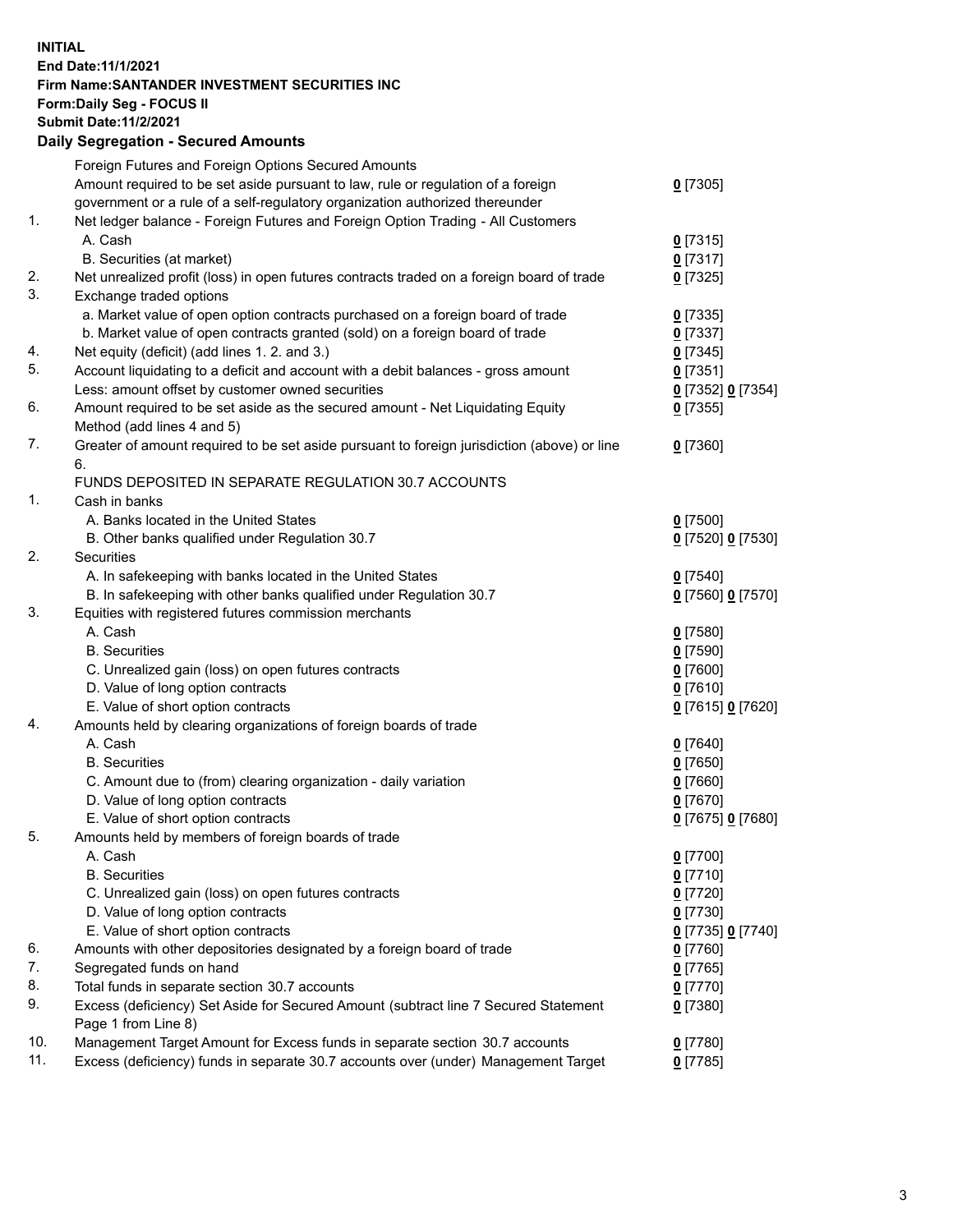**INITIAL**
**End Date:11/1/2021**
**Firm Name:SANTANDER INVESTMENT SECURITIES INC**
**Form:Daily Seg - FOCUS II**
**Submit Date:11/2/2021**

## Daily Segregation - Secured Amounts

| | | |
|---|---|---|
| | Foreign Futures and Foreign Options Secured Amounts | |
| | Amount required to be set aside pursuant to law, rule or regulation of a foreign government or a rule of a self-regulatory organization authorized thereunder | **0** [7305] |
| 1. | Net ledger balance - Foreign Futures and Foreign Option Trading - All Customers | |
| | A. Cash | **0** [7315] |
| | B. Securities (at market) | **0** [7317] |
| 2. | Net unrealized profit (loss) in open futures contracts traded on a foreign board of trade | **0** [7325] |
| 3. | Exchange traded options | |
| | a. Market value of open option contracts purchased on a foreign board of trade | **0** [7335] |
| | b. Market value of open contracts granted (sold) on a foreign board of trade | **0** [7337] |
| 4. | Net equity (deficit) (add lines 1. 2. and 3.) | **0** [7345] |
| 5. | Account liquidating to a deficit and account with a debit balances - gross amount | **0** [7351] |
| | Less: amount offset by customer owned securities | **0** [7352] **0** [7354] |
| 6. | Amount required to be set aside as the secured amount - Net Liquidating Equity Method (add lines 4 and 5) | **0** [7355] |
| 7. | Greater of amount required to be set aside pursuant to foreign jurisdiction (above) or line 6. | **0** [7360] |
| | FUNDS DEPOSITED IN SEPARATE REGULATION 30.7 ACCOUNTS | |
| 1. | Cash in banks | |
| | A. Banks located in the United States | **0** [7500] |
| | B. Other banks qualified under Regulation 30.7 | **0** [7520] **0** [7530] |
| 2. | Securities | |
| | A. In safekeeping with banks located in the United States | **0** [7540] |
| | B. In safekeeping with other banks qualified under Regulation 30.7 | **0** [7560] **0** [7570] |
| 3. | Equities with registered futures commission merchants | |
| | A. Cash | **0** [7580] |
| | B. Securities | **0** [7590] |
| | C. Unrealized gain (loss) on open futures contracts | **0** [7600] |
| | D. Value of long option contracts | **0** [7610] |
| | E. Value of short option contracts | **0** [7615] **0** [7620] |
| 4. | Amounts held by clearing organizations of foreign boards of trade | |
| | A. Cash | **0** [7640] |
| | B. Securities | **0** [7650] |
| | C. Amount due to (from) clearing organization - daily variation | **0** [7660] |
| | D. Value of long option contracts | **0** [7670] |
| | E. Value of short option contracts | **0** [7675] **0** [7680] |
| 5. | Amounts held by members of foreign boards of trade | |
| | A. Cash | **0** [7700] |
| | B. Securities | **0** [7710] |
| | C. Unrealized gain (loss) on open futures contracts | **0** [7720] |
| | D. Value of long option contracts | **0** [7730] |
| | E. Value of short option contracts | **0** [7735] **0** [7740] |
| 6. | Amounts with other depositories designated by a foreign board of trade | **0** [7760] |
| 7. | Segregated funds on hand | **0** [7765] |
| 8. | Total funds in separate section 30.7 accounts | **0** [7770] |
| 9. | Excess (deficiency) Set Aside for Secured Amount (subtract line 7 Secured Statement Page 1 from Line 8) | **0** [7380] |
| 10. | Management Target Amount for Excess funds in separate section 30.7 accounts | **0** [7780] |
| 11. | Excess (deficiency) funds in separate 30.7 accounts over (under) Management Target | **0** [7785] |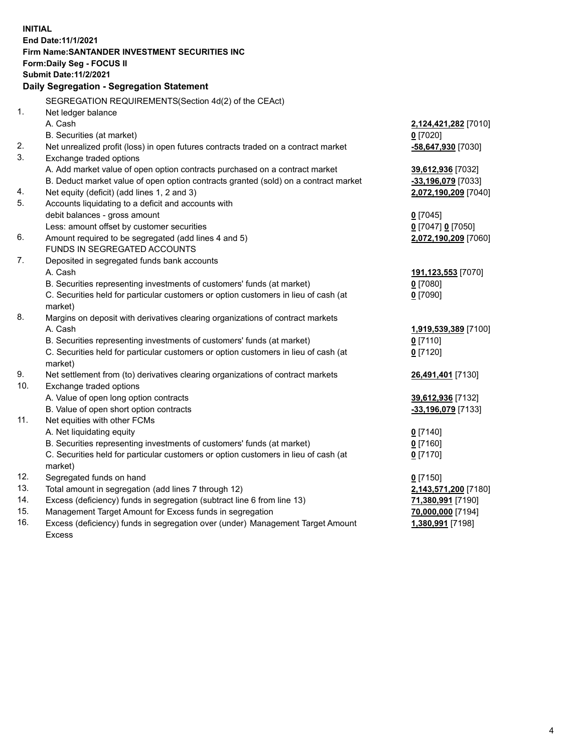**INITIAL**
**End Date:11/1/2021**
**Firm Name:SANTANDER INVESTMENT SECURITIES INC**
**Form:Daily Seg - FOCUS II**
**Submit Date:11/2/2021**

## Daily Segregation - Segregation Statement

SEGREGATION REQUIREMENTS(Section 4d(2) of the CEAct)

| | | |
|---|---|---|
| 1. | Net ledger balance | |
| | A. Cash | **2,124,421,282** [7010] |
| | B. Securities (at market) | **0** [7020] |
| 2. | Net unrealized profit (loss) in open futures contracts traded on a contract market | **-58,647,930** [7030] |
| 3. | Exchange traded options | |
| | A. Add market value of open option contracts purchased on a contract market | **39,612,936** [7032] |
| | B. Deduct market value of open option contracts granted (sold) on a contract market | **-33,196,079** [7033] |
| 4. | Net equity (deficit) (add lines 1, 2 and 3) | **2,072,190,209** [7040] |
| 5. | Accounts liquidating to a deficit and accounts with debit balances - gross amount | **0** [7045] |
| | Less: amount offset by customer securities | **0** [7047] **0** [7050] |
| 6. | Amount required to be segregated (add lines 4 and 5) | **2,072,190,209** [7060] |
| | FUNDS IN SEGREGATED ACCOUNTS | |
| 7. | Deposited in segregated funds bank accounts | |
| | A. Cash | **191,123,553** [7070] |
| | B. Securities representing investments of customers' funds (at market) | **0** [7080] |
| | C. Securities held for particular customers or option customers in lieu of cash (at market) | **0** [7090] |
| 8. | Margins on deposit with derivatives clearing organizations of contract markets | |
| | A. Cash | **1,919,539,389** [7100] |
| | B. Securities representing investments of customers' funds (at market) | **0** [7110] |
| | C. Securities held for particular customers or option customers in lieu of cash (at market) | **0** [7120] |
| 9. | Net settlement from (to) derivatives clearing organizations of contract markets | **26,491,401** [7130] |
| 10. | Exchange traded options | |
| | A. Value of open long option contracts | **39,612,936** [7132] |
| | B. Value of open short option contracts | **-33,196,079** [7133] |
| 11. | Net equities with other FCMs | |
| | A. Net liquidating equity | **0** [7140] |
| | B. Securities representing investments of customers' funds (at market) | **0** [7160] |
| | C. Securities held for particular customers or option customers in lieu of cash (at market) | **0** [7170] |
| 12. | Segregated funds on hand | **0** [7150] |
| 13. | Total amount in segregation (add lines 7 through 12) | **2,143,571,200** [7180] |
| 14. | Excess (deficiency) funds in segregation (subtract line 6 from line 13) | **71,380,991** [7190] |
| 15. | Management Target Amount for Excess funds in segregation | **70,000,000** [7194] |
| 16. | Excess (deficiency) funds in segregation over (under) Management Target Amount Excess | **1,380,991** [7198] |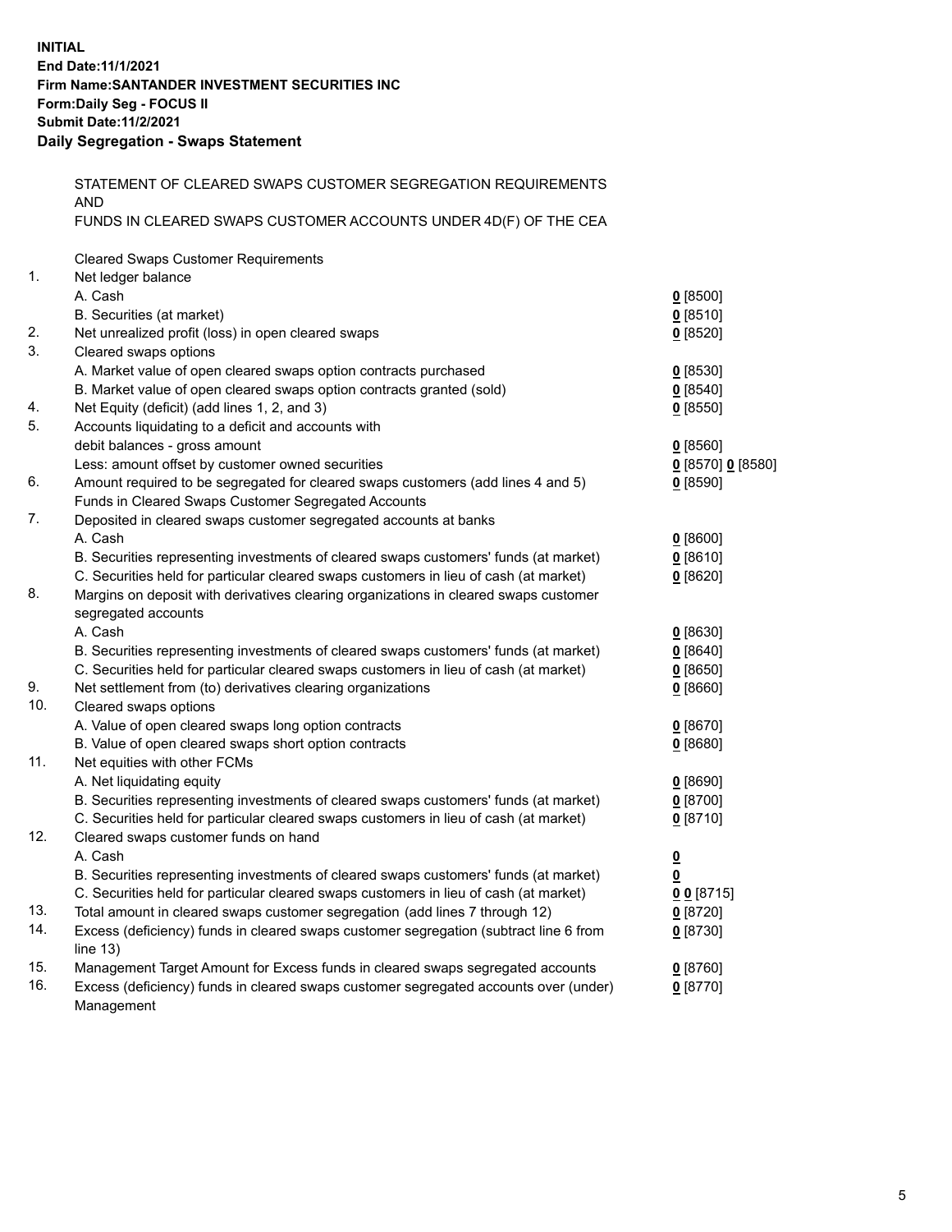**INITIAL**
**End Date:11/1/2021**
**Firm Name:SANTANDER INVESTMENT SECURITIES INC**
**Form:Daily Seg - FOCUS II**
**Submit Date:11/2/2021**
**Daily Segregation - Swaps Statement**

STATEMENT OF CLEARED SWAPS CUSTOMER SEGREGATION REQUIREMENTS AND
FUNDS IN CLEARED SWAPS CUSTOMER ACCOUNTS UNDER 4D(F) OF THE CEA

| | | |
|---|---|---|
| | Cleared Swaps Customer Requirements | |
| 1. | Net ledger balance | |
| | A. Cash | 0 [8500] |
| | B. Securities (at market) | 0 [8510] |
| 2. | Net unrealized profit (loss) in open cleared swaps | 0 [8520] |
| 3. | Cleared swaps options | |
| | A. Market value of open cleared swaps option contracts purchased | 0 [8530] |
| | B. Market value of open cleared swaps option contracts granted (sold) | 0 [8540] |
| 4. | Net Equity (deficit) (add lines 1, 2, and 3) | 0 [8550] |
| 5. | Accounts liquidating to a deficit and accounts with debit balances - gross amount | 0 [8560] |
| | Less: amount offset by customer owned securities | 0 [8570] 0 [8580] |
| 6. | Amount required to be segregated for cleared swaps customers (add lines 4 and 5) | 0 [8590] |
| | Funds in Cleared Swaps Customer Segregated Accounts | |
| 7. | Deposited in cleared swaps customer segregated accounts at banks | |
| | A. Cash | 0 [8600] |
| | B. Securities representing investments of cleared swaps customers' funds (at market) | 0 [8610] |
| | C. Securities held for particular cleared swaps customers in lieu of cash (at market) | 0 [8620] |
| 8. | Margins on deposit with derivatives clearing organizations in cleared swaps customer segregated accounts | |
| | A. Cash | 0 [8630] |
| | B. Securities representing investments of cleared swaps customers' funds (at market) | 0 [8640] |
| | C. Securities held for particular cleared swaps customers in lieu of cash (at market) | 0 [8650] |
| 9. | Net settlement from (to) derivatives clearing organizations | 0 [8660] |
| 10. | Cleared swaps options | |
| | A. Value of open cleared swaps long option contracts | 0 [8670] |
| | B. Value of open cleared swaps short option contracts | 0 [8680] |
| 11. | Net equities with other FCMs | |
| | A. Net liquidating equity | 0 [8690] |
| | B. Securities representing investments of cleared swaps customers' funds (at market) | 0 [8700] |
| | C. Securities held for particular cleared swaps customers in lieu of cash (at market) | 0 [8710] |
| 12. | Cleared swaps customer funds on hand | |
| | A. Cash | 0 |
| | B. Securities representing investments of cleared swaps customers' funds (at market) | 0 |
| | C. Securities held for particular cleared swaps customers in lieu of cash (at market) | 0 0 [8715] |
| 13. | Total amount in cleared swaps customer segregation (add lines 7 through 12) | 0 [8720] |
| 14. | Excess (deficiency) funds in cleared swaps customer segregation (subtract line 6 from line 13) | 0 [8730] |
| 15. | Management Target Amount for Excess funds in cleared swaps segregated accounts | 0 [8760] |
| 16. | Excess (deficiency) funds in cleared swaps customer segregated accounts over (under) Management | 0 [8770] |